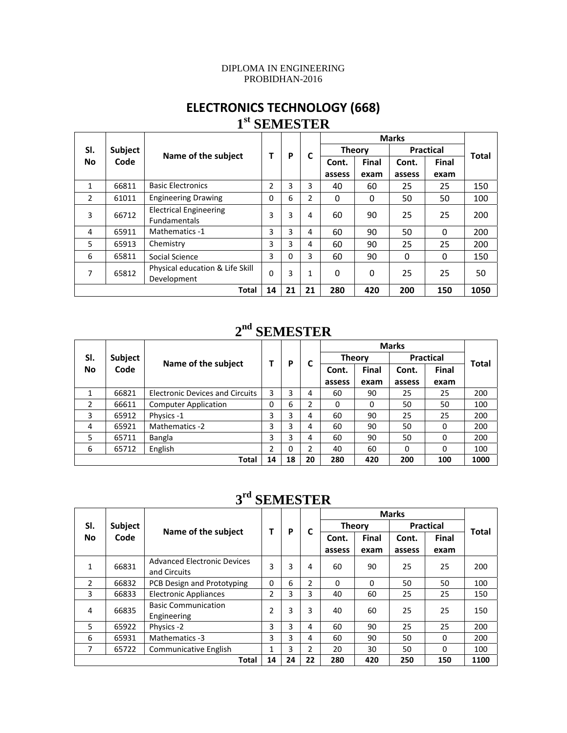DIPLOMA IN ENGINEERING
PROBIDHAN-2016

# ELECTRONICS TECHNOLOGY (668)

## 1st SEMESTER

| Sl. No | Subject Code | Name of the subject | T | P | C | Marks | | | | Total |
|---|---|---|---|---|---|---|---|---|---|---|
| | | | | | | Theory | | Practical | | |
| | | | | | | Cont. assess | Final exam | Cont. assess | Final exam | |
| 1 | 66811 | Basic Electronics | 2 | 3 | 3 | 40 | 60 | 25 | 25 | 150 |
| 2 | 61011 | Engineering Drawing | 0 | 6 | 2 | 0 | 0 | 50 | 50 | 100 |
| 3 | 66712 | Electrical Engineering Fundamentals | 3 | 3 | 4 | 60 | 90 | 25 | 25 | 200 |
| 4 | 65911 | Mathematics -1 | 3 | 3 | 4 | 60 | 90 | 50 | 0 | 200 |
| 5 | 65913 | Chemistry | 3 | 3 | 4 | 60 | 90 | 25 | 25 | 200 |
| 6 | 65811 | Social Science | 3 | 0 | 3 | 60 | 90 | 0 | 0 | 150 |
| 7 | 65812 | Physical education & Life Skill Development | 0 | 3 | 1 | 0 | 0 | 25 | 25 | 50 |
| | | **Total** | **14** | **21** | **21** | **280** | **420** | **200** | **150** | **1050** |

## 2nd SEMESTER

| Sl. No | Subject Code | Name of the subject | T | P | C | Marks | | | | Total |
|---|---|---|---|---|---|---|---|---|---|---|
| | | | | | | Theory | | Practical | | |
| | | | | | | Cont. assess | Final exam | Cont. assess | Final exam | |
| 1 | 66821 | Electronic Devices and Circuits | 3 | 3 | 4 | 60 | 90 | 25 | 25 | 200 |
| 2 | 66611 | Computer Application | 0 | 6 | 2 | 0 | 0 | 50 | 50 | 100 |
| 3 | 65912 | Physics -1 | 3 | 3 | 4 | 60 | 90 | 25 | 25 | 200 |
| 4 | 65921 | Mathematics -2 | 3 | 3 | 4 | 60 | 90 | 50 | 0 | 200 |
| 5 | 65711 | Bangla | 3 | 3 | 4 | 60 | 90 | 50 | 0 | 200 |
| 6 | 65712 | English | 2 | 0 | 2 | 40 | 60 | 0 | 0 | 100 |
| | | **Total** | **14** | **18** | **20** | **280** | **420** | **200** | **100** | **1000** |

## 3rd SEMESTER

| Sl. No | Subject Code | Name of the subject | T | P | C | Marks | | | | Total |
|---|---|---|---|---|---|---|---|---|---|---|
| | | | | | | Theory | | Practical | | |
| | | | | | | Cont. assess | Final exam | Cont. assess | Final exam | |
| 1 | 66831 | Advanced Electronic Devices and Circuits | 3 | 3 | 4 | 60 | 90 | 25 | 25 | 200 |
| 2 | 66832 | PCB Design and Prototyping | 0 | 6 | 2 | 0 | 0 | 50 | 50 | 100 |
| 3 | 66833 | Electronic Appliances | 2 | 3 | 3 | 40 | 60 | 25 | 25 | 150 |
| 4 | 66835 | Basic Communication Engineering | 2 | 3 | 3 | 40 | 60 | 25 | 25 | 150 |
| 5 | 65922 | Physics -2 | 3 | 3 | 4 | 60 | 90 | 25 | 25 | 200 |
| 6 | 65931 | Mathematics -3 | 3 | 3 | 4 | 60 | 90 | 50 | 0 | 200 |
| 7 | 65722 | Communicative English | 1 | 3 | 2 | 20 | 30 | 50 | 0 | 100 |
| | | **Total** | **14** | **24** | **22** | **280** | **420** | **250** | **150** | **1100** |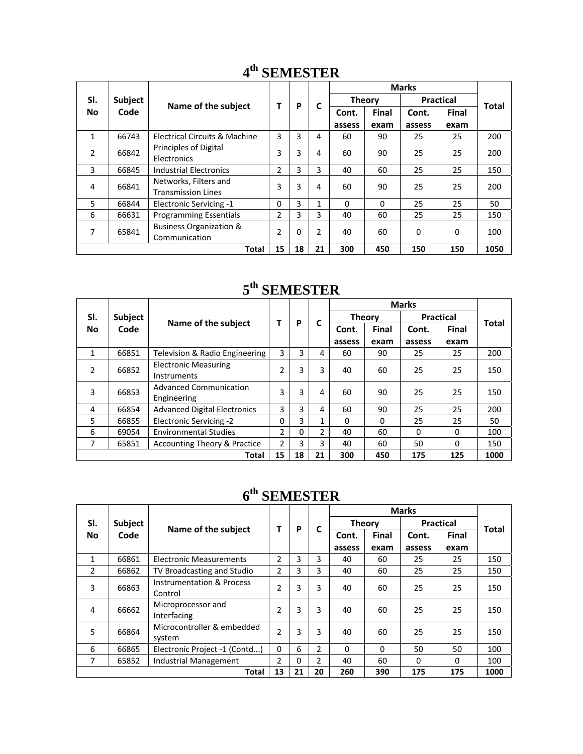# 4$^{th}$ SEMESTER

| Sl. No | Subject Code | Name of the subject | T | P | C | Marks | | | | Total |
|---|---|---|---|---|---|---|---|---|---|---|
| | | | | | | Theory | | Practical | | |
| | | | | | | Cont. assess | Final exam | Cont. assess | Final exam | |
| 1 | 66743 | Electrical Circuits & Machine | 3 | 3 | 4 | 60 | 90 | 25 | 25 | 200 |
| 2 | 66842 | Principles of Digital Electronics | 3 | 3 | 4 | 60 | 90 | 25 | 25 | 200 |
| 3 | 66845 | Industrial Electronics | 2 | 3 | 3 | 40 | 60 | 25 | 25 | 150 |
| 4 | 66841 | Networks, Filters and Transmission Lines | 3 | 3 | 4 | 60 | 90 | 25 | 25 | 200 |
| 5 | 66844 | Electronic Servicing -1 | 0 | 3 | 1 | 0 | 0 | 25 | 25 | 50 |
| 6 | 66631 | Programming Essentials | 2 | 3 | 3 | 40 | 60 | 25 | 25 | 150 |
| 7 | 65841 | Business Organization & Communication | 2 | 0 | 2 | 40 | 60 | 0 | 0 | 100 |
| | | **Total** | **15** | **18** | **21** | **300** | **450** | **150** | **150** | **1050** |

# 5$^{th}$ SEMESTER

| Sl. No | Subject Code | Name of the subject | T | P | C | Marks | | | | Total |
|---|---|---|---|---|---|---|---|---|---|---|
| | | | | | | Theory | | Practical | | |
| | | | | | | Cont. assess | Final exam | Cont. assess | Final exam | |
| 1 | 66851 | Television & Radio Engineering | 3 | 3 | 4 | 60 | 90 | 25 | 25 | 200 |
| 2 | 66852 | Electronic Measuring Instruments | 2 | 3 | 3 | 40 | 60 | 25 | 25 | 150 |
| 3 | 66853 | Advanced Communication Engineering | 3 | 3 | 4 | 60 | 90 | 25 | 25 | 150 |
| 4 | 66854 | Advanced Digital Electronics | 3 | 3 | 4 | 60 | 90 | 25 | 25 | 200 |
| 5 | 66855 | Electronic Servicing -2 | 0 | 3 | 1 | 0 | 0 | 25 | 25 | 50 |
| 6 | 69054 | Environmental Studies | 2 | 0 | 2 | 40 | 60 | 0 | 0 | 100 |
| 7 | 65851 | Accounting Theory & Practice | 2 | 3 | 3 | 40 | 60 | 50 | 0 | 150 |
| | | **Total** | **15** | **18** | **21** | **300** | **450** | **175** | **125** | **1000** |

# 6$^{th}$ SEMESTER

| Sl. No | Subject Code | Name of the subject | T | P | C | Marks | | | | Total |
|---|---|---|---|---|---|---|---|---|---|---|
| | | | | | | Theory | | Practical | | |
| | | | | | | Cont. assess | Final exam | Cont. assess | Final exam | |
| 1 | 66861 | Electronic Measurements | 2 | 3 | 3 | 40 | 60 | 25 | 25 | 150 |
| 2 | 66862 | TV Broadcasting and Studio | 2 | 3 | 3 | 40 | 60 | 25 | 25 | 150 |
| 3 | 66863 | Instrumentation & Process Control | 2 | 3 | 3 | 40 | 60 | 25 | 25 | 150 |
| 4 | 66662 | Microprocessor and Interfacing | 2 | 3 | 3 | 40 | 60 | 25 | 25 | 150 |
| 5 | 66864 | Microcontroller & embedded system | 2 | 3 | 3 | 40 | 60 | 25 | 25 | 150 |
| 6 | 66865 | Electronic Project -1 (Contd...) | 0 | 6 | 2 | 0 | 0 | 50 | 50 | 100 |
| 7 | 65852 | Industrial Management | 2 | 0 | 2 | 40 | 60 | 0 | 0 | 100 |
| | | **Total** | **13** | **21** | **20** | **260** | **390** | **175** | **175** | **1000** |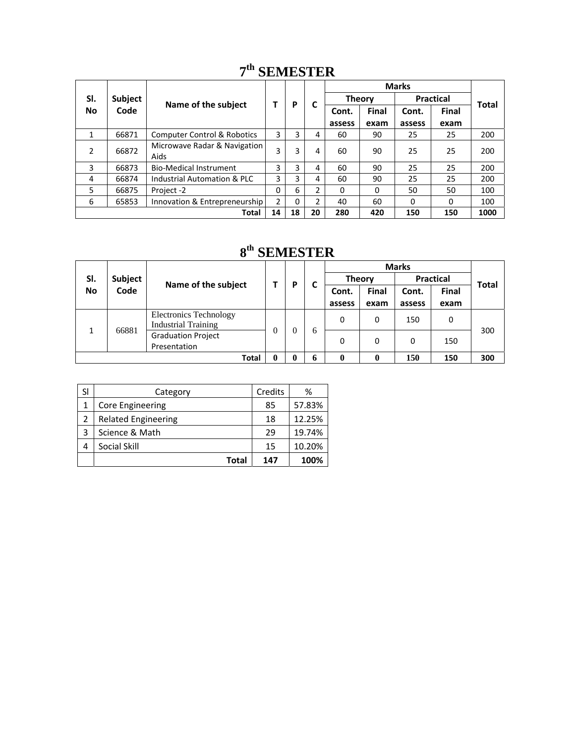# $7^{th}$ SEMESTER

| Sl. No | Subject Code | Name of the subject | T | P | C | Marks | | | | Total |
|---|---|---|---|---|---|---|---|---|---|---|
| | | | | | | Theory | | Practical | | |
| | | | | | | Cont. assess | Final exam | Cont. assess | Final exam | |
| 1 | 66871 | Computer Control & Robotics | 3 | 3 | 4 | 60 | 90 | 25 | 25 | 200 |
| 2 | 66872 | Microwave Radar & Navigation Aids | 3 | 3 | 4 | 60 | 90 | 25 | 25 | 200 |
| 3 | 66873 | Bio-Medical Instrument | 3 | 3 | 4 | 60 | 90 | 25 | 25 | 200 |
| 4 | 66874 | Industrial Automation & PLC | 3 | 3 | 4 | 60 | 90 | 25 | 25 | 200 |
| 5 | 66875 | Project -2 | 0 | 6 | 2 | 0 | 0 | 50 | 50 | 100 |
| 6 | 65853 | Innovation & Entrepreneurship | 2 | 0 | 2 | 40 | 60 | 0 | 0 | 100 |
| | | **Total** | **14** | **18** | **20** | **280** | **420** | **150** | **150** | **1000** |

# $8^{th}$ SEMESTER

| Sl. No | Subject Code | Name of the subject | T | P | C | Marks | | | | Total |
|---|---|---|---|---|---|---|---|---|---|---|
| | | | | | | Theory | | Practical | | |
| | | | | | | Cont. assess | Final exam | Cont. assess | Final exam | |
| 1 | 66881 | Electronics Technology Industrial Training | 0 | 0 | 6 | 0 | 0 | 150 | 0 | 300 |
| | | Graduation Project Presentation | | | | 0 | 0 | 0 | 150 | |
| | | **Total** | **0** | **0** | **6** | **0** | **0** | **150** | **150** | **300** |

| Sl | Category | Credits | % |
|---|---|---|---|
| 1 | Core Engineering | 85 | 57.83% |
| 2 | Related Engineering | 18 | 12.25% |
| 3 | Science & Math | 29 | 19.74% |
| 4 | Social Skill | 15 | 10.20% |
| | **Total** | **147** | **100%** |